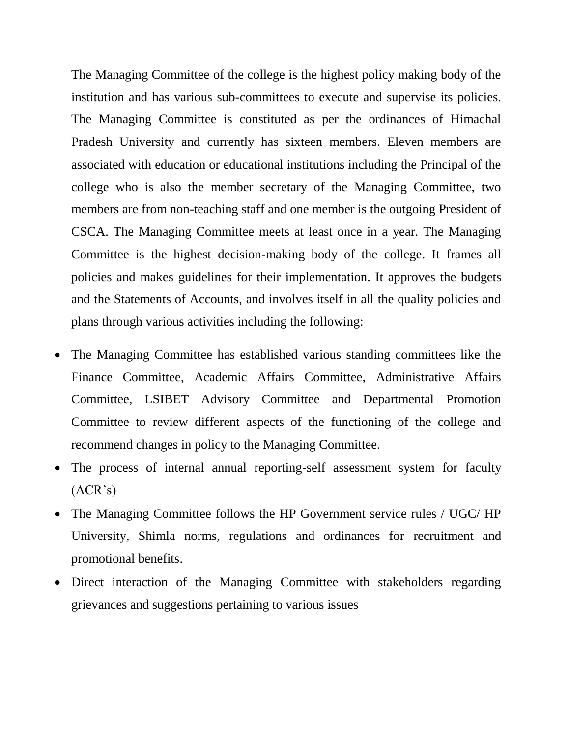The Managing Committee of the college is the highest policy making body of the institution and has various sub-committees to execute and supervise its policies. The Managing Committee is constituted as per the ordinances of Himachal Pradesh University and currently has sixteen members. Eleven members are associated with education or educational institutions including the Principal of the college who is also the member secretary of the Managing Committee, two members are from non-teaching staff and one member is the outgoing President of CSCA. The Managing Committee meets at least once in a year. The Managing Committee is the highest decision-making body of the college. It frames all policies and makes guidelines for their implementation. It approves the budgets and the Statements of Accounts, and involves itself in all the quality policies and plans through various activities including the following:

- The Managing Committee has established various standing committees like the Finance Committee, Academic Affairs Committee, Administrative Affairs Committee, LSIBET Advisory Committee and Departmental Promotion Committee to review different aspects of the functioning of the college and recommend changes in policy to the Managing Committee.
- The process of internal annual reporting-self assessment system for faculty (ACR's)
- The Managing Committee follows the HP Government service rules / UGC/ HP University, Shimla norms, regulations and ordinances for recruitment and promotional benefits.
- Direct interaction of the Managing Committee with stakeholders regarding grievances and suggestions pertaining to various issues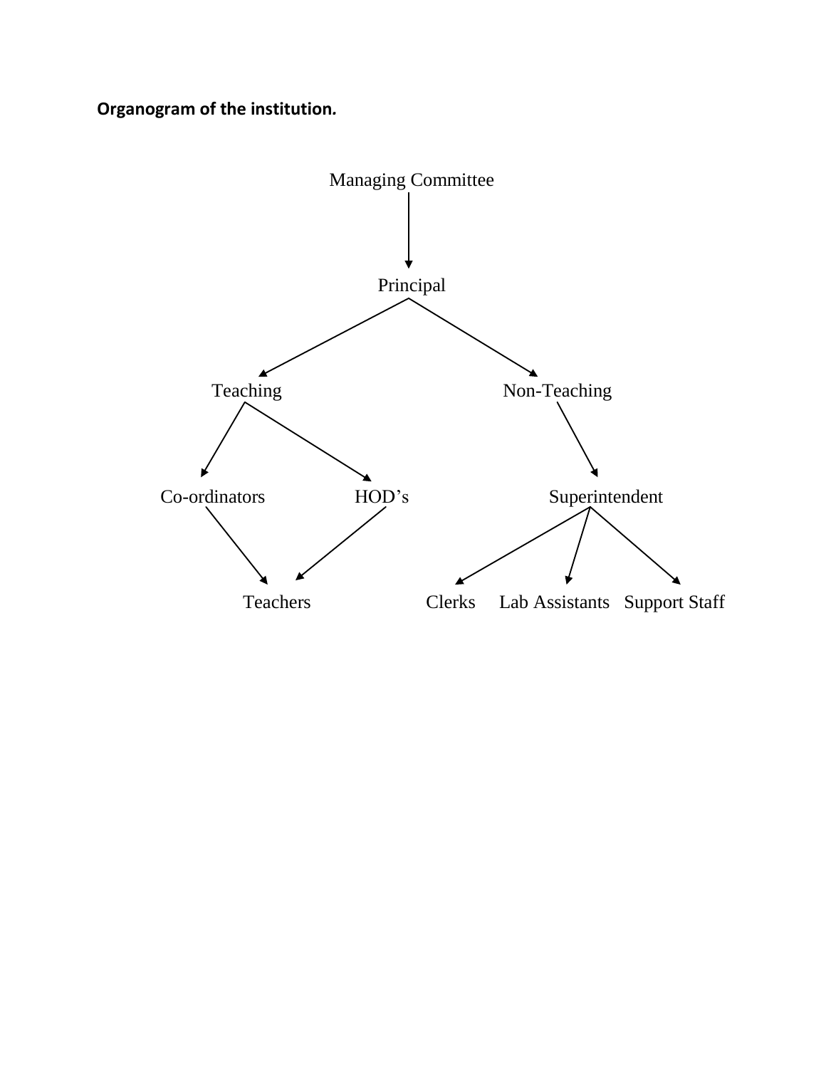**Organogram of the institution.**

Managing Committee

Principal

Teaching

Non-Teaching

Co-ordinators

HOD's

Superintendent

Teachers

Clerks

Lab Assistants

Support Staff